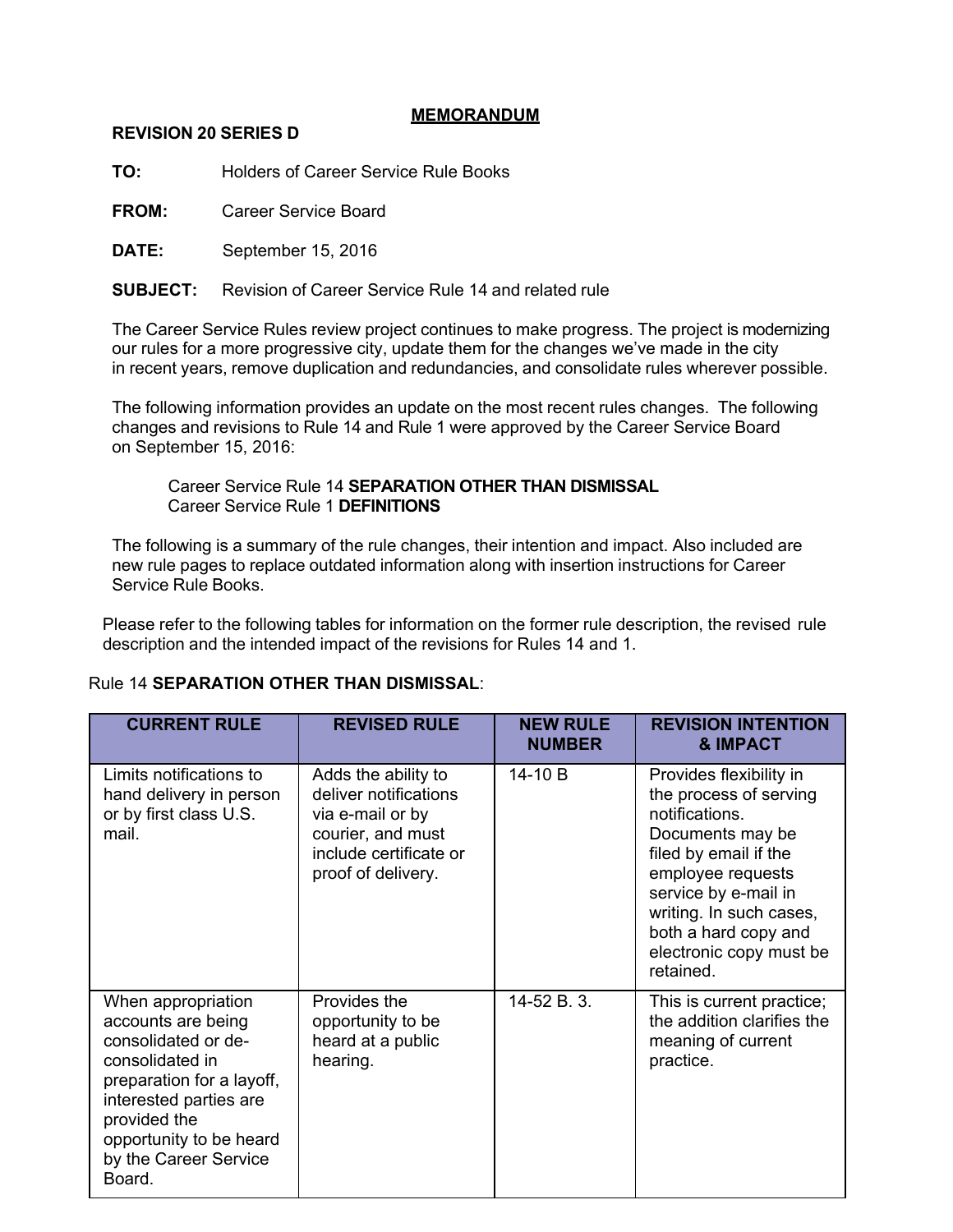# MEMORANDUM

**REVISION 20 SERIES D**

**TO:** Holders of Career Service Rule Books

**FROM:** Career Service Board

**DATE:** September 15, 2016

**SUBJECT:** Revision of Career Service Rule 14 and related rule

The Career Service Rules review project continues to make progress. The project is modernizing our rules for a more progressive city, update them for the changes we've made in the city in recent years, remove duplication and redundancies, and consolidate rules wherever possible.

The following information provides an update on the most recent rules changes. The following changes and revisions to Rule 14 and Rule 1 were approved by the Career Service Board on September 15, 2016:

Career Service Rule 14 **SEPARATION OTHER THAN DISMISSAL**
Career Service Rule 1 **DEFINITIONS**

The following is a summary of the rule changes, their intention and impact. Also included are new rule pages to replace outdated information along with insertion instructions for Career Service Rule Books.

Please refer to the following tables for information on the former rule description, the revised rule description and the intended impact of the revisions for Rules 14 and 1.

Rule 14 **SEPARATION OTHER THAN DISMISSAL**:

| CURRENT RULE | REVISED RULE | NEW RULE NUMBER | REVISION INTENTION & IMPACT |
|---|---|---|---|
| Limits notifications to hand delivery in person or by first class U.S. mail. | Adds the ability to deliver notifications via e-mail or by courier, and must include certificate or proof of delivery. | 14-10 B | Provides flexibility in the process of serving notifications. Documents may be filed by email if the employee requests service by e-mail in writing. In such cases, both a hard copy and electronic copy must be retained. |
| When appropriation accounts are being consolidated or de-consolidated in preparation for a layoff, interested parties are provided the opportunity to be heard by the Career Service Board. | Provides the opportunity to be heard at a public hearing. | 14-52 B. 3. | This is current practice; the addition clarifies the meaning of current practice. |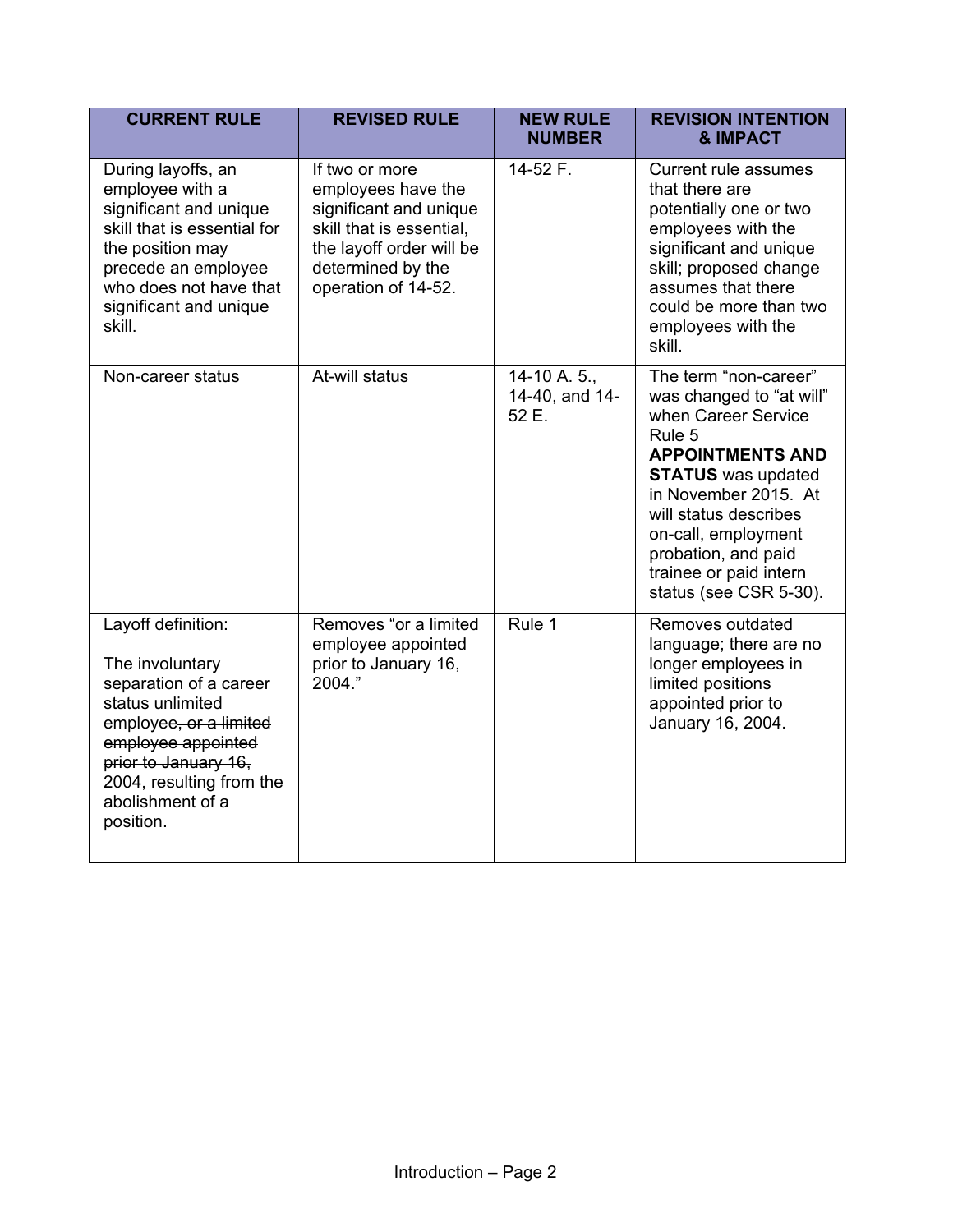| CURRENT RULE | REVISED RULE | NEW RULE NUMBER | REVISION INTENTION & IMPACT |
|---|---|---|---|
| During layoffs, an employee with a significant and unique skill that is essential for the position may precede an employee who does not have that significant and unique skill. | If two or more employees have the significant and unique skill that is essential, the layoff order will be determined by the operation of 14-52. | 14-52 F. | Current rule assumes that there are potentially one or two employees with the significant and unique skill; proposed change assumes that there could be more than two employees with the skill. |
| Non-career status | At-will status | 14-10 A. 5., 14-40, and 14-52 E. | The term "non-career" was changed to "at will" when Career Service Rule 5 **APPOINTMENTS AND STATUS** was updated in November 2015. At will status describes on-call, employment probation, and paid trainee or paid intern status (see CSR 5-30). |
| Layoff definition: The involuntary separation of a career status unlimited employee~~, or a limited employee appointed prior to January 16, 2004,~~ resulting from the abolishment of a position. | Removes "or a limited employee appointed prior to January 16, 2004." | Rule 1 | Removes outdated language; there are no longer employees in limited positions appointed prior to January 16, 2004. |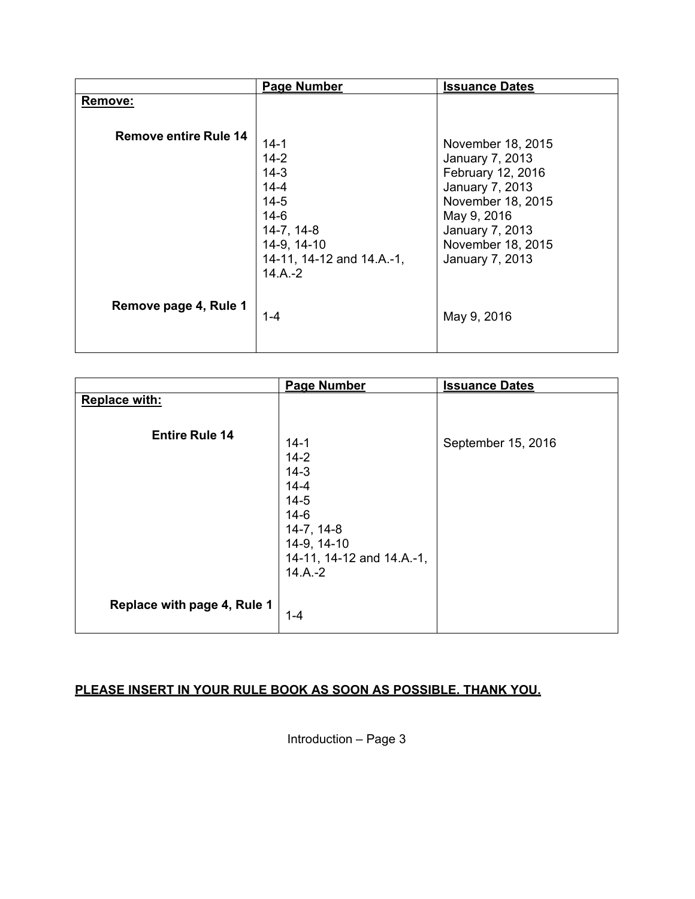| | Page Number | Issuance Dates |
|---|---|---|
| **Remove:** | | |
| **Remove entire Rule 14** | 14-1<br>14-2<br>14-3<br>14-4<br>14-5<br>14-6<br>14-7, 14-8<br>14-9, 14-10<br>14-11, 14-12 and 14.A.-1, 14.A.-2 | November 18, 2015<br>January 7, 2013<br>February 12, 2016<br>January 7, 2013<br>November 18, 2015<br>May 9, 2016<br>January 7, 2013<br>November 18, 2015<br>January 7, 2013 |
| **Remove page 4, Rule 1** | 1-4 | May 9, 2016 |

| | Page Number | Issuance Dates |
|---|---|---|
| **Replace with:** | | |
| **Entire Rule 14** | 14-1<br>14-2<br>14-3<br>14-4<br>14-5<br>14-6<br>14-7, 14-8<br>14-9, 14-10<br>14-11, 14-12 and 14.A.-1, 14.A.-2 | September 15, 2016 |
| **Replace with page 4, Rule 1** | 1-4 | |

**PLEASE INSERT IN YOUR RULE BOOK AS SOON AS POSSIBLE. THANK YOU.**

Introduction – Page 3